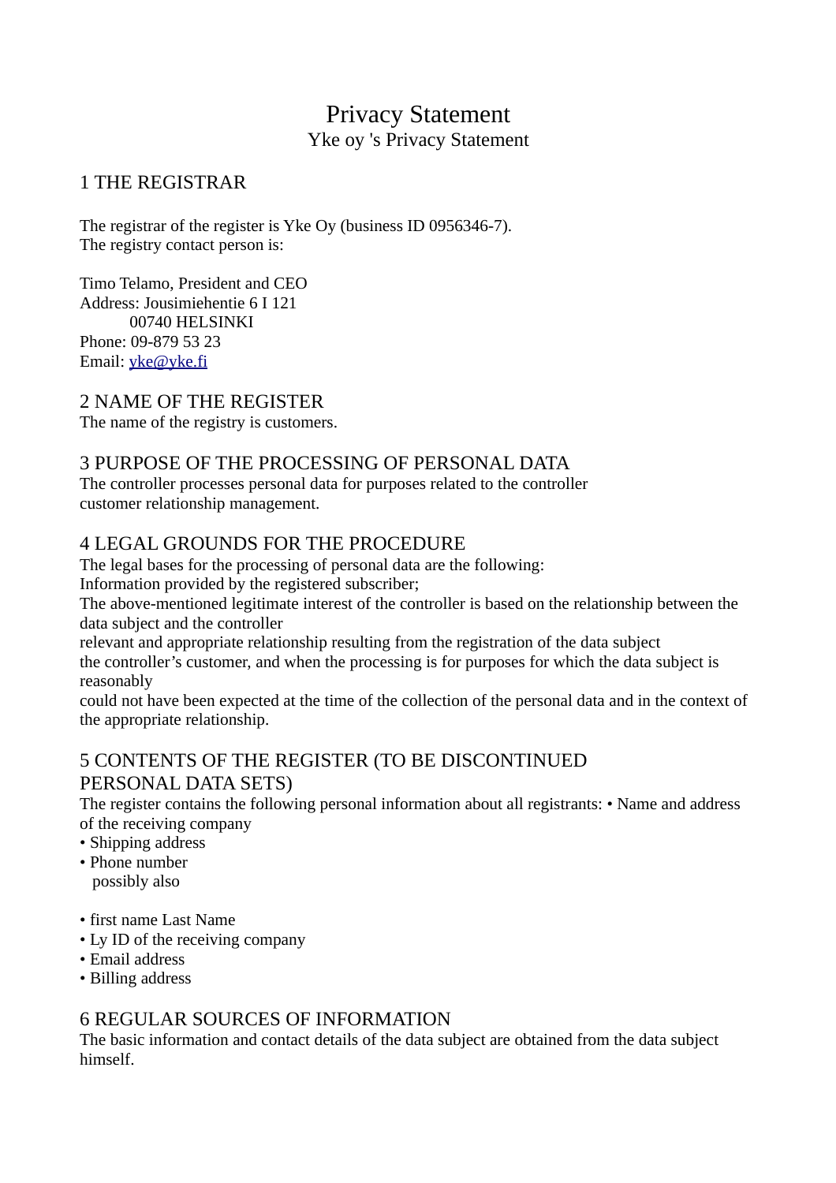# Privacy Statement

## Yke oy 's Privacy Statement

## 1 THE REGISTRAR

The registrar of the register is Yke Oy (business ID 0956346-7).
The registry contact person is:

Timo Telamo, President and CEO
Address: Jousimiehentie 6 I 121
00740 HELSINKI
Phone: 09-879 53 23
Email: yke@yke.fi

## 2 NAME OF THE REGISTER

The name of the registry is customers.

## 3 PURPOSE OF THE PROCESSING OF PERSONAL DATA

The controller processes personal data for purposes related to the controller customer relationship management.

## 4 LEGAL GROUNDS FOR THE PROCEDURE

The legal bases for the processing of personal data are the following:
Information provided by the registered subscriber;
The above-mentioned legitimate interest of the controller is based on the relationship between the data subject and the controller
relevant and appropriate relationship resulting from the registration of the data subject
the controller's customer, and when the processing is for purposes for which the data subject is reasonably
could not have been expected at the time of the collection of the personal data and in the context of the appropriate relationship.

## 5 CONTENTS OF THE REGISTER (TO BE DISCONTINUED PERSONAL DATA SETS)

The register contains the following personal information about all registrants: • Name and address of the receiving company

- Shipping address
- Phone number

possibly also

- first name Last Name
- Ly ID of the receiving company
- Email address
- Billing address

## 6 REGULAR SOURCES OF INFORMATION

The basic information and contact details of the data subject are obtained from the data subject himself.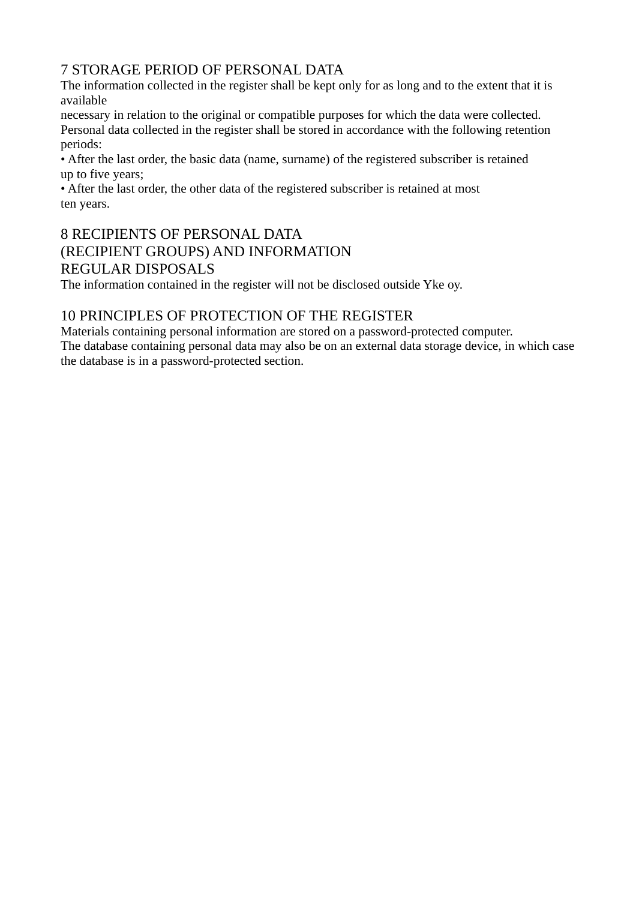## 7 STORAGE PERIOD OF PERSONAL DATA

The information collected in the register shall be kept only for as long and to the extent that it is available
necessary in relation to the original or compatible purposes for which the data were collected.
Personal data collected in the register shall be stored in accordance with the following retention periods:

- After the last order, the basic data (name, surname) of the registered subscriber is retained up to five years;
- After the last order, the other data of the registered subscriber is retained at most ten years.

## 8 RECIPIENTS OF PERSONAL DATA (RECIPIENT GROUPS) AND INFORMATION REGULAR DISPOSALS

The information contained in the register will not be disclosed outside Yke oy.

## 10 PRINCIPLES OF PROTECTION OF THE REGISTER

Materials containing personal information are stored on a password-protected computer.
The database containing personal data may also be on an external data storage device, in which case the database is in a password-protected section.